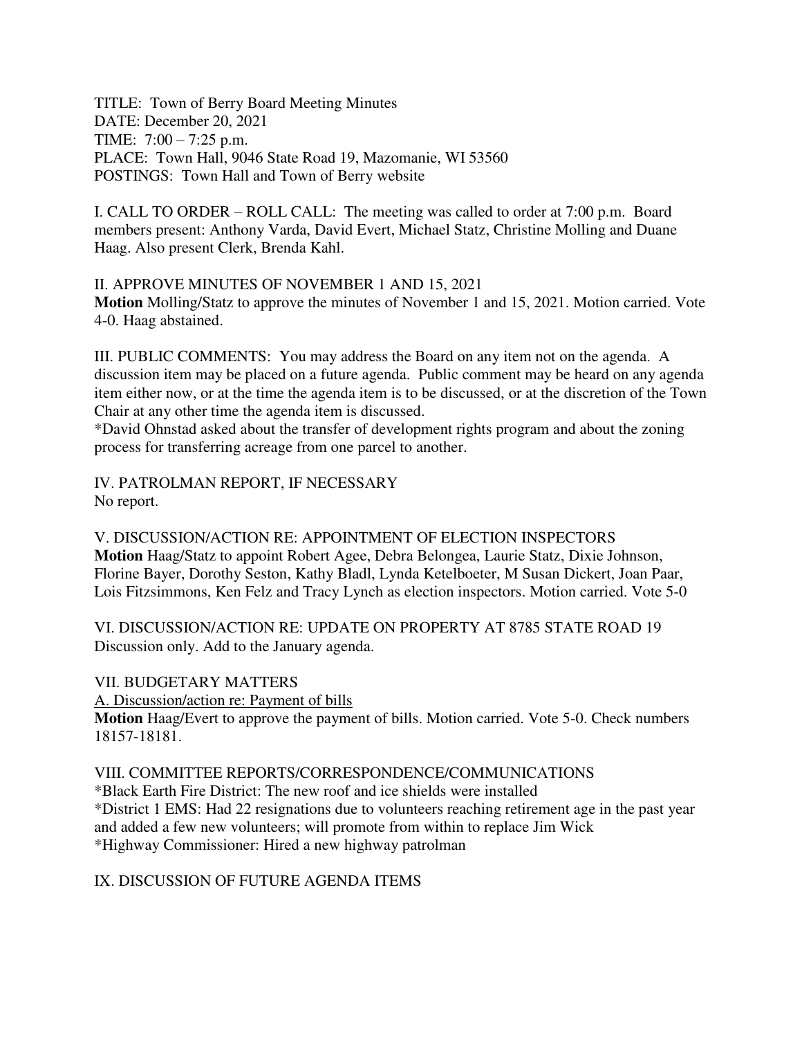TITLE: Town of Berry Board Meeting Minutes
DATE: December 20, 2021
TIME: 7:00 – 7:25 p.m.
PLACE: Town Hall, 9046 State Road 19, Mazomanie, WI 53560
POSTINGS: Town Hall and Town of Berry website

I. CALL TO ORDER – ROLL CALL: The meeting was called to order at 7:00 p.m. Board members present: Anthony Varda, David Evert, Michael Statz, Christine Molling and Duane Haag. Also present Clerk, Brenda Kahl.

II. APPROVE MINUTES OF NOVEMBER 1 AND 15, 2021
**Motion** Molling/Statz to approve the minutes of November 1 and 15, 2021. Motion carried. Vote 4-0. Haag abstained.

III. PUBLIC COMMENTS: You may address the Board on any item not on the agenda. A discussion item may be placed on a future agenda. Public comment may be heard on any agenda item either now, or at the time the agenda item is to be discussed, or at the discretion of the Town Chair at any other time the agenda item is discussed.
*David Ohnstad asked about the transfer of development rights program and about the zoning process for transferring acreage from one parcel to another.

IV. PATROLMAN REPORT, IF NECESSARY
No report.

V. DISCUSSION/ACTION RE: APPOINTMENT OF ELECTION INSPECTORS
**Motion** Haag/Statz to appoint Robert Agee, Debra Belongea, Laurie Statz, Dixie Johnson, Florine Bayer, Dorothy Seston, Kathy Bladl, Lynda Ketelboeter, M Susan Dickert, Joan Paar, Lois Fitzsimmons, Ken Felz and Tracy Lynch as election inspectors. Motion carried. Vote 5-0

VI. DISCUSSION/ACTION RE: UPDATE ON PROPERTY AT 8785 STATE ROAD 19
Discussion only. Add to the January agenda.

VII. BUDGETARY MATTERS
A. Discussion/action re: Payment of bills
**Motion** Haag/Evert to approve the payment of bills. Motion carried. Vote 5-0. Check numbers 18157-18181.

VIII. COMMITTEE REPORTS/CORRESPONDENCE/COMMUNICATIONS
*Black Earth Fire District: The new roof and ice shields were installed
*District 1 EMS: Had 22 resignations due to volunteers reaching retirement age in the past year and added a few new volunteers; will promote from within to replace Jim Wick
*Highway Commissioner: Hired a new highway patrolman

IX. DISCUSSION OF FUTURE AGENDA ITEMS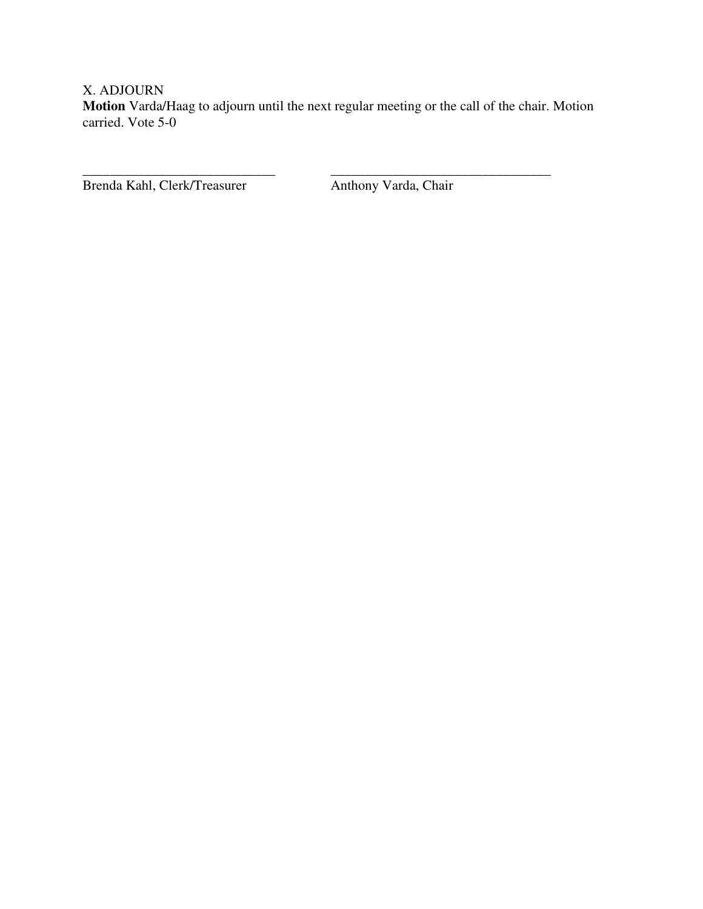X. ADJOURN

**Motion** Varda/Haag to adjourn until the next regular meeting or the call of the chair. Motion carried. Vote 5-0

\_\_\_\_\_\_\_\_\_\_\_\_\_\_\_\_\_\_\_\_\_\_\_\_\_\_\_\_ \_\_\_\_\_\_\_\_\_\_\_\_\_\_\_\_\_\_\_\_\_\_\_\_\_\_\_\_\_\_\_\_

Brenda Kahl, Clerk/Treasurer Anthony Varda, Chair